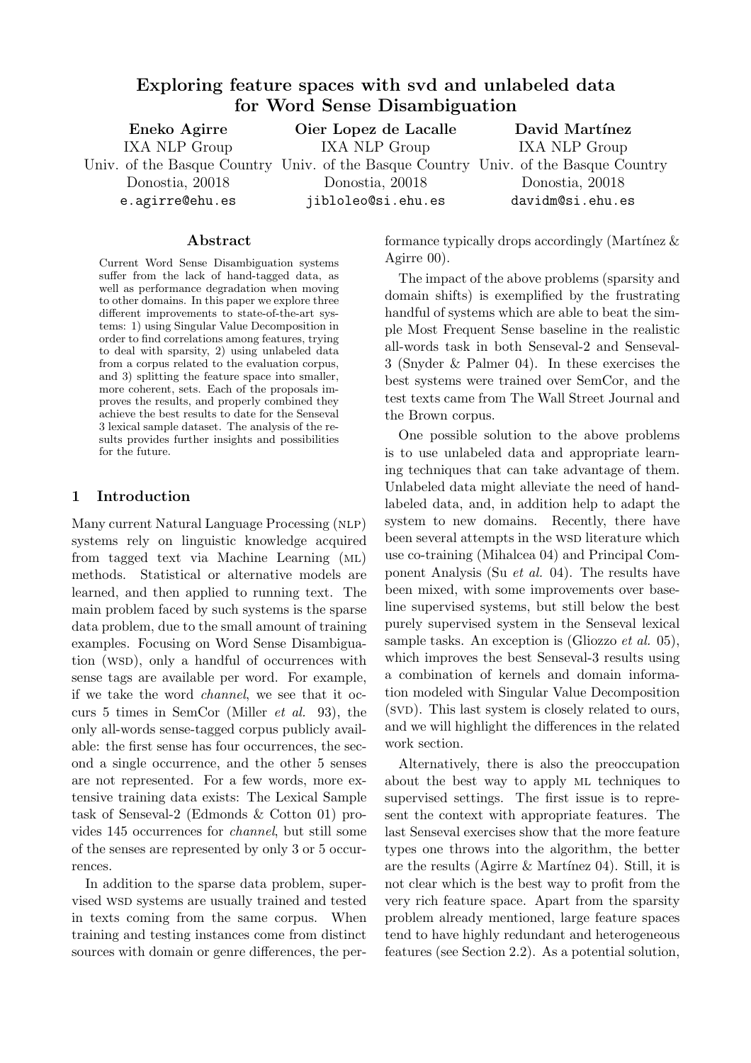# Exploring feature spaces with svd and unlabeled data for Word Sense Disambiguation

**Eneko Agirre**
IXA NLP Group
Univ. of the Basque Country
Donostia, 20018
e.agirre@ehu.es

**Oier Lopez de Lacalle**
IXA NLP Group
Univ. of the Basque Country
Donostia, 20018
jibloleo@si.ehu.es

**David Martínez**
IXA NLP Group
Univ. of the Basque Country
Donostia, 20018
davidm@si.ehu.es

## Abstract

Current Word Sense Disambiguation systems suffer from the lack of hand-tagged data, as well as performance degradation when moving to other domains. In this paper we explore three different improvements to state-of-the-art systems: 1) using Singular Value Decomposition in order to find correlations among features, trying to deal with sparsity, 2) using unlabeled data from a corpus related to the evaluation corpus, and 3) splitting the feature space into smaller, more coherent, sets. Each of the proposals improves the results, and properly combined they achieve the best results to date for the Senseval 3 lexical sample dataset. The analysis of the results provides further insights and possibilities for the future.

## 1 Introduction

Many current Natural Language Processing (NLP) systems rely on linguistic knowledge acquired from tagged text via Machine Learning (ML) methods. Statistical or alternative models are learned, and then applied to running text. The main problem faced by such systems is the sparse data problem, due to the small amount of training examples. Focusing on Word Sense Disambiguation (WSD), only a handful of occurrences with sense tags are available per word. For example, if we take the word *channel*, we see that it occurs 5 times in SemCor (Miller *et al.* 93), the only all-words sense-tagged corpus publicly available: the first sense has four occurrences, the second a single occurrence, and the other 5 senses are not represented. For a few words, more extensive training data exists: The Lexical Sample task of Senseval-2 (Edmonds & Cotton 01) provides 145 occurrences for *channel*, but still some of the senses are represented by only 3 or 5 occurrences.

In addition to the sparse data problem, supervised WSD systems are usually trained and tested in texts coming from the same corpus. When training and testing instances come from distinct sources with domain or genre differences, the performance typically drops accordingly (Martínez & Agirre 00).

The impact of the above problems (sparsity and domain shifts) is exemplified by the frustrating handful of systems which are able to beat the simple Most Frequent Sense baseline in the realistic all-words task in both Senseval-2 and Senseval-3 (Snyder & Palmer 04). In these exercises the best systems were trained over SemCor, and the test texts came from The Wall Street Journal and the Brown corpus.

One possible solution to the above problems is to use unlabeled data and appropriate learning techniques that can take advantage of them. Unlabeled data might alleviate the need of hand-labeled data, and, in addition help to adapt the system to new domains. Recently, there have been several attempts in the WSD literature which use co-training (Mihalcea 04) and Principal Component Analysis (Su *et al.* 04). The results have been mixed, with some improvements over baseline supervised systems, but still below the best purely supervised system in the Senseval lexical sample tasks. An exception is (Gliozzo *et al.* 05), which improves the best Senseval-3 results using a combination of kernels and domain information modeled with Singular Value Decomposition (SVD). This last system is closely related to ours, and we will highlight the differences in the related work section.

Alternatively, there is also the preoccupation about the best way to apply ML techniques to supervised settings. The first issue is to represent the context with appropriate features. The last Senseval exercises show that the more feature types one throws into the algorithm, the better are the results (Agirre & Martínez 04). Still, it is not clear which is the best way to profit from the very rich feature space. Apart from the sparsity problem already mentioned, large feature spaces tend to have highly redundant and heterogeneous features (see Section 2.2). As a potential solution,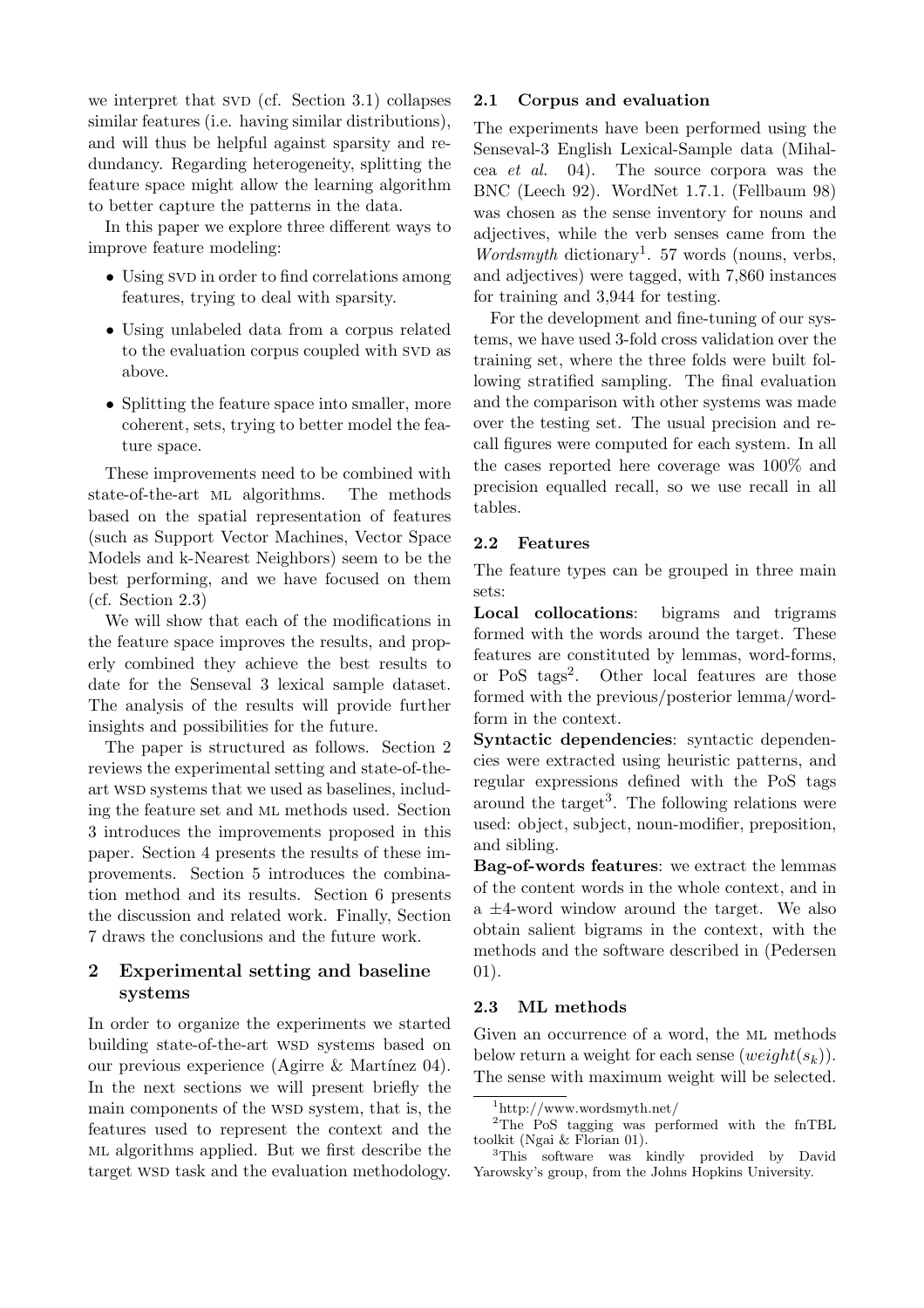we interpret that SVD (cf. Section 3.1) collapses similar features (i.e. having similar distributions), and will thus be helpful against sparsity and redundancy. Regarding heterogeneity, splitting the feature space might allow the learning algorithm to better capture the patterns in the data.

In this paper we explore three different ways to improve feature modeling:

- Using SVD in order to find correlations among features, trying to deal with sparsity.
- Using unlabeled data from a corpus related to the evaluation corpus coupled with SVD as above.
- Splitting the feature space into smaller, more coherent, sets, trying to better model the feature space.

These improvements need to be combined with state-of-the-art ML algorithms. The methods based on the spatial representation of features (such as Support Vector Machines, Vector Space Models and k-Nearest Neighbors) seem to be the best performing, and we have focused on them (cf. Section 2.3)

We will show that each of the modifications in the feature space improves the results, and properly combined they achieve the best results to date for the Senseval 3 lexical sample dataset. The analysis of the results will provide further insights and possibilities for the future.

The paper is structured as follows. Section 2 reviews the experimental setting and state-of-the-art WSD systems that we used as baselines, including the feature set and ML methods used. Section 3 introduces the improvements proposed in this paper. Section 4 presents the results of these improvements. Section 5 introduces the combination method and its results. Section 6 presents the discussion and related work. Finally, Section 7 draws the conclusions and the future work.

## 2 Experimental setting and baseline systems

In order to organize the experiments we started building state-of-the-art WSD systems based on our previous experience (Agirre & Martínez 04). In the next sections we will present briefly the main components of the WSD system, that is, the features used to represent the context and the ML algorithms applied. But we first describe the target WSD task and the evaluation methodology.

### 2.1 Corpus and evaluation

The experiments have been performed using the Senseval-3 English Lexical-Sample data (Mihalcea *et al.* 04). The source corpora was the BNC (Leech 92). WordNet 1.7.1. (Fellbaum 98) was chosen as the sense inventory for nouns and adjectives, while the verb senses came from the *Wordsmyth* dictionary[1]. 57 words (nouns, verbs, and adjectives) were tagged, with 7,860 instances for training and 3,944 for testing.

For the development and fine-tuning of our systems, we have used 3-fold cross validation over the training set, where the three folds were built following stratified sampling. The final evaluation and the comparison with other systems was made over the testing set. The usual precision and recall figures were computed for each system. In all the cases reported here coverage was 100% and precision equalled recall, so we use recall in all tables.

### 2.2 Features

The feature types can be grouped in three main sets:

**Local collocations**: bigrams and trigrams formed with the words around the target. These features are constituted by lemmas, word-forms, or PoS tags[2]. Other local features are those formed with the previous/posterior lemma/word-form in the context.

**Syntactic dependencies**: syntactic dependencies were extracted using heuristic patterns, and regular expressions defined with the PoS tags around the target[3]. The following relations were used: object, subject, noun-modifier, preposition, and sibling.

**Bag-of-words features**: we extract the lemmas of the content words in the whole context, and in a $\pm 4$-word window around the target. We also obtain salient bigrams in the context, with the methods and the software described in (Pedersen 01).

### 2.3 ML methods

Given an occurrence of a word, the ML methods below return a weight for each sense ($weight(s_k)$). The sense with maximum weight will be selected.

---

[1] http://www.wordsmyth.net/

[2] The PoS tagging was performed with the fnTBL toolkit (Ngai & Florian 01).

[3] This software was kindly provided by David Yarowsky's group, from the Johns Hopkins University.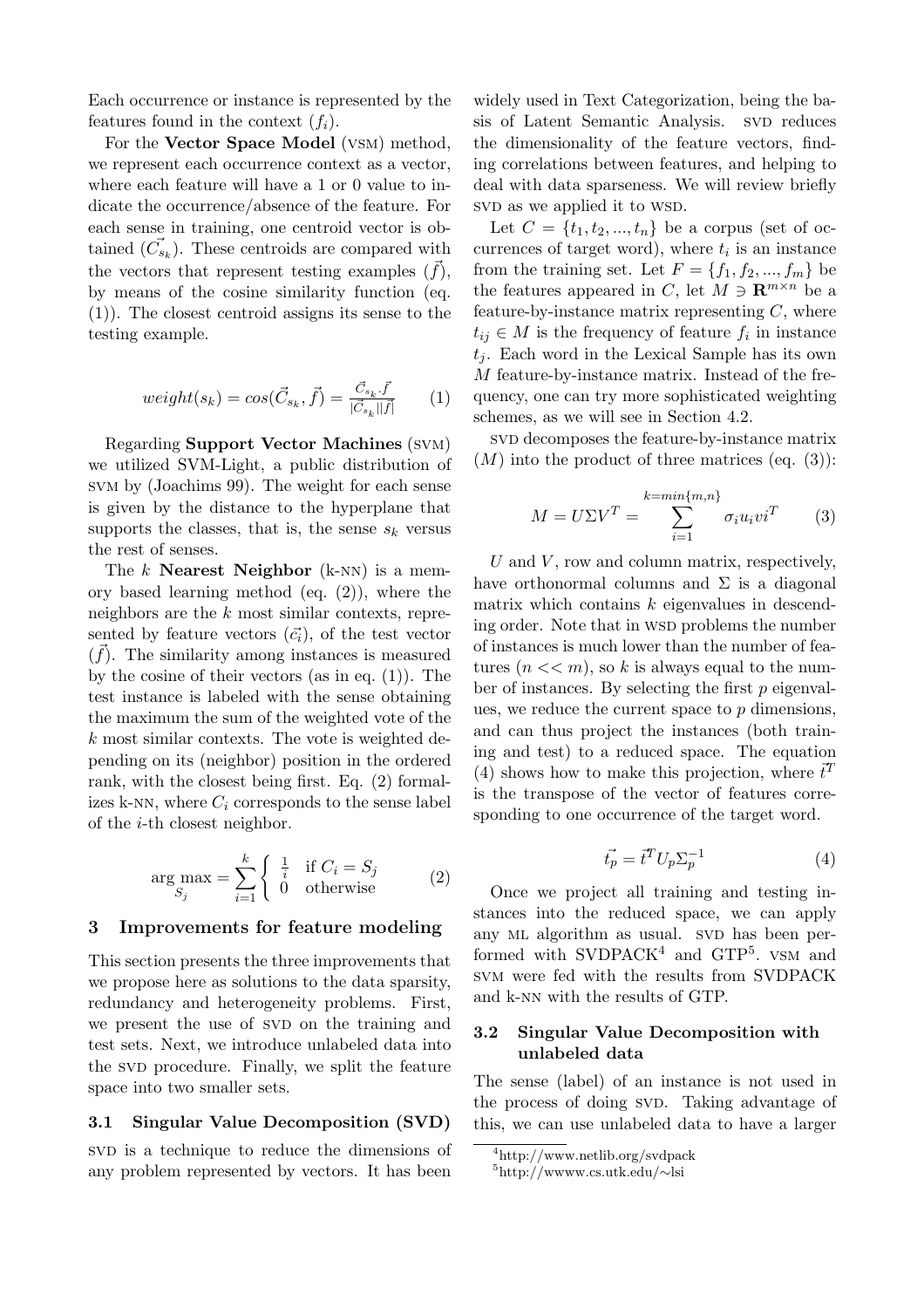Each occurrence or instance is represented by the features found in the context ($f_i$).

For the **Vector Space Model** (VSM) method, we represent each occurrence context as a vector, where each feature will have a 1 or 0 value to indicate the occurrence/absence of the feature. For each sense in training, one centroid vector is obtained ($\vec{C_{s_k}}$). These centroids are compared with the vectors that represent testing examples ($\vec{f}$), by means of the cosine similarity function (eq. (1)). The closest centroid assigns its sense to the testing example.

$$weight(s_k) = cos(\vec{C}_{s_k}, \vec{f}) = \frac{\vec{C}_{s_k} \cdot \vec{f}}{|\vec{C}_{s_k}||\vec{f}|} \qquad (1)$$

Regarding **Support Vector Machines** (SVM) we utilized SVM-Light, a public distribution of SVM by (Joachims 99). The weight for each sense is given by the distance to the hyperplane that supports the classes, that is, the sense $s_k$ versus the rest of senses.

The $k$ **Nearest Neighbor** (k-NN) is a memory based learning method (eq. (2)), where the neighbors are the $k$ most similar contexts, represented by feature vectors ($\vec{c_i}$), of the test vector ($\vec{f}$). The similarity among instances is measured by the cosine of their vectors (as in eq. (1)). The test instance is labeled with the sense obtaining the maximum the sum of the weighted vote of the $k$ most similar contexts. The vote is weighted depending on its (neighbor) position in the ordered rank, with the closest being first. Eq. (2) formalizes k-NN, where $C_i$ corresponds to the sense label of the $i$-th closest neighbor.

$$\arg\max_{S_j} = \sum_{i=1}^{k} \begin{cases} \frac{1}{i} & \text{if } C_i = S_j \\ 0 & \text{otherwise} \end{cases} \qquad (2)$$

## 3 Improvements for feature modeling

This section presents the three improvements that we propose here as solutions to the data sparsity, redundancy and heterogeneity problems. First, we present the use of SVD on the training and test sets. Next, we introduce unlabeled data into the SVD procedure. Finally, we split the feature space into two smaller sets.

### 3.1 Singular Value Decomposition (SVD)

SVD is a technique to reduce the dimensions of any problem represented by vectors. It has been widely used in Text Categorization, being the basis of Latent Semantic Analysis. SVD reduces the dimensionality of the feature vectors, finding correlations between features, and helping to deal with data sparseness. We will review briefly SVD as we applied it to WSD.

Let $C = \{t_1, t_2, ..., t_n\}$ be a corpus (set of occurrences of target word), where $t_i$ is an instance from the training set. Let $F = \{f_1, f_2, ..., f_m\}$ be the features appeared in $C$, let $M \ni \mathbf{R}^{m \times n}$ be a feature-by-instance matrix representing $C$, where $t_{ij} \in M$ is the frequency of feature $f_i$ in instance $t_j$. Each word in the Lexical Sample has its own $M$ feature-by-instance matrix. Instead of the frequency, one can try more sophisticated weighting schemes, as we will see in Section 4.2.

SVD decomposes the feature-by-instance matrix ($M$) into the product of three matrices (eq. (3)):

$$M = U \Sigma V^T = \sum_{i=1}^{k=min\{m,n\}} \sigma_i u_i vi^T \qquad (3)$$

$U$ and $V$, row and column matrix, respectively, have orthonormal columns and $\Sigma$ is a diagonal matrix which contains $k$ eigenvalues in descending order. Note that in WSD problems the number of instances is much lower than the number of features ($n << m$), so $k$ is always equal to the number of instances. By selecting the first $p$ eigenvalues, we reduce the current space to $p$ dimensions, and can thus project the instances (both training and test) to a reduced space. The equation (4) shows how to make this projection, where $\vec{t}^T$ is the transpose of the vector of features corresponding to one occurrence of the target word.

$$\vec{t_p} = \vec{t}^T U_p \Sigma_p^{-1} \qquad (4)$$

Once we project all training and testing instances into the reduced space, we can apply any ML algorithm as usual. SVD has been performed with SVDPACK[4] and GTP[5]. VSM and SVM were fed with the results from SVDPACK and k-NN with the results of GTP.

### 3.2 Singular Value Decomposition with unlabeled data

The sense (label) of an instance is not used in the process of doing SVD. Taking advantage of this, we can use unlabeled data to have a larger

[4] http://www.netlib.org/svdpack

[5] http://wwww.cs.utk.edu/∼lsi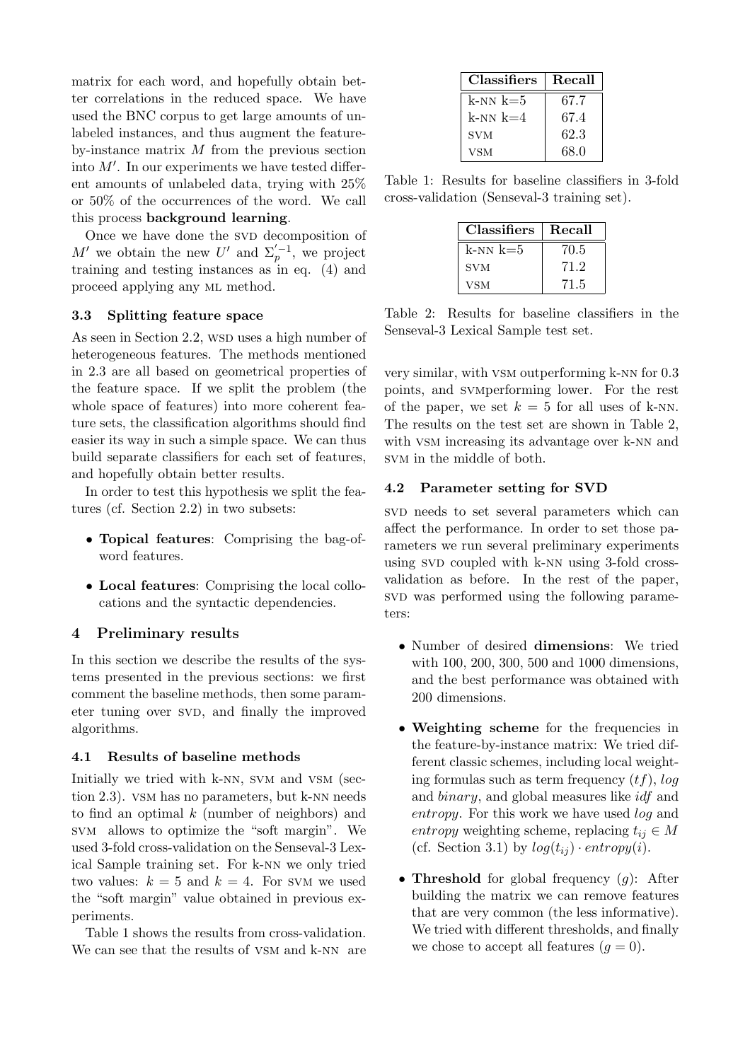matrix for each word, and hopefully obtain better correlations in the reduced space. We have used the BNC corpus to get large amounts of unlabeled instances, and thus augment the feature-by-instance matrix $M$ from the previous section into $M'$. In our experiments we have tested different amounts of unlabeled data, trying with 25% or 50% of the occurrences of the word. We call this process **background learning**.

Once we have done the SVD decomposition of $M'$ we obtain the new $U'$ and $\Sigma_p'^{-1}$, we project training and testing instances as in eq. (4) and proceed applying any ML method.

### 3.3 Splitting feature space

As seen in Section 2.2, WSD uses a high number of heterogeneous features. The methods mentioned in 2.3 are all based on geometrical properties of the feature space. If we split the problem (the whole space of features) into more coherent feature sets, the classification algorithms should find easier its way in such a simple space. We can thus build separate classifiers for each set of features, and hopefully obtain better results.

In order to test this hypothesis we split the features (cf. Section 2.2) in two subsets:

- **Topical features**: Comprising the bag-of-word features.
- **Local features**: Comprising the local collocations and the syntactic dependencies.

## 4 Preliminary results

In this section we describe the results of the systems presented in the previous sections: we first comment the baseline methods, then some parameter tuning over SVD, and finally the improved algorithms.

### 4.1 Results of baseline methods

Initially we tried with k-NN, SVM and VSM (section 2.3). VSM has no parameters, but k-NN needs to find an optimal $k$ (number of neighbors) and SVM allows to optimize the "soft margin". We used 3-fold cross-validation on the Senseval-3 Lexical Sample training set. For k-NN we only tried two values: $k = 5$ and $k = 4$. For SVM we used the "soft margin" value obtained in previous experiments.

Table 1 shows the results from cross-validation. We can see that the results of VSM and k-NN are very similar, with VSM outperforming k-NN for 0.3 points, and SVMperforming lower. For the rest of the paper, we set $k = 5$ for all uses of k-NN. The results on the test set are shown in Table 2, with VSM increasing its advantage over k-NN and SVM in the middle of both.

| Classifiers | Recall |
|---|---|
| k-NN k=5 | 67.7 |
| k-NN k=4 | 67.4 |
| SVM | 62.3 |
| VSM | 68.0 |

Table 1: Results for baseline classifiers in 3-fold cross-validation (Senseval-3 training set).

| Classifiers | Recall |
|---|---|
| k-NN k=5 | 70.5 |
| SVM | 71.2 |
| VSM | 71.5 |

Table 2: Results for baseline classifiers in the Senseval-3 Lexical Sample test set.

### 4.2 Parameter setting for SVD

SVD needs to set several parameters which can affect the performance. In order to set those parameters we run several preliminary experiments using SVD coupled with k-NN using 3-fold cross-validation as before. In the rest of the paper, SVD was performed using the following parameters:

- Number of desired **dimensions**: We tried with 100, 200, 300, 500 and 1000 dimensions, and the best performance was obtained with 200 dimensions.
- **Weighting scheme** for the frequencies in the feature-by-instance matrix: We tried different classic schemes, including local weighting formulas such as term frequency ($tf$), *log* and *binary*, and global measures like *idf* and *entropy*. For this work we have used *log* and *entropy* weighting scheme, replacing $t_{ij} \in M$ (cf. Section 3.1) by $log(t_{ij}) \cdot entropy(i)$.
- **Threshold** for global frequency ($g$): After building the matrix we can remove features that are very common (the less informative). We tried with different thresholds, and finally we chose to accept all features ($g = 0$).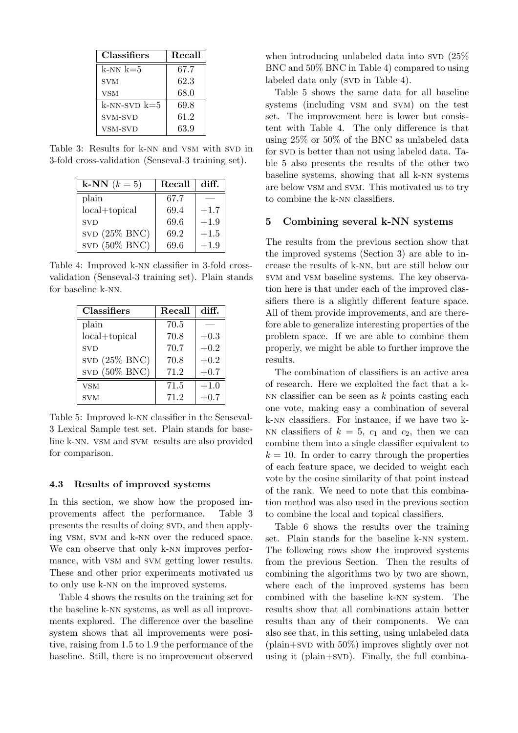| Classifiers | Recall |
|---|---|
| k-NN k=5 | 67.7 |
| SVM | 62.3 |
| VSM | 68.0 |
| k-NN-SVD k=5 | 69.8 |
| SVM-SVD | 61.2 |
| VSM-SVD | 63.9 |

Table 3: Results for k-NN and VSM with SVD in 3-fold cross-validation (Senseval-3 training set).

| k-NN ($k = 5$) | Recall | diff. |
|---|---|---|
| plain | 67.7 | — |
| local+topical | 69.4 | +1.7 |
| SVD | 69.6 | +1.9 |
| SVD (25% BNC) | 69.2 | +1.5 |
| SVD (50% BNC) | 69.6 | +1.9 |

Table 4: Improved k-NN classifier in 3-fold cross-validation (Senseval-3 training set). Plain stands for baseline k-NN.

| Classifiers | Recall | diff. |
|---|---|---|
| plain | 70.5 | — |
| local+topical | 70.8 | +0.3 |
| SVD | 70.7 | +0.2 |
| SVD (25% BNC) | 70.8 | +0.2 |
| SVD (50% BNC) | 71.2 | +0.7 |
| VSM | 71.5 | +1.0 |
| SVM | 71.2 | +0.7 |

Table 5: Improved k-NN classifier in the Senseval-3 Lexical Sample test set. Plain stands for baseline k-NN. VSM and SVM results are also provided for comparison.

### 4.3 Results of improved systems

In this section, we show how the proposed improvements affect the performance. Table 3 presents the results of doing SVD, and then applying VSM, SVM and k-NN over the reduced space. We can observe that only k-NN improves performance, with VSM and SVM getting lower results. These and other prior experiments motivated us to only use k-NN on the improved systems.

Table 4 shows the results on the training set for the baseline k-NN systems, as well as all improvements explored. The difference over the baseline system shows that all improvements were positive, raising from 1.5 to 1.9 the performance of the baseline. Still, there is no improvement observed when introducing unlabeled data into SVD (25% BNC and 50% BNC in Table 4) compared to using labeled data only (SVD in Table 4).

Table 5 shows the same data for all baseline systems (including VSM and SVM) on the test set. The improvement here is lower but consistent with Table 4. The only difference is that using 25% or 50% of the BNC as unlabeled data for SVD is better than not using labeled data. Table 5 also presents the results of the other two baseline systems, showing that all k-NN systems are below VSM and SVM. This motivated us to try to combine the k-NN classifiers.

## 5 Combining several k-NN systems

The results from the previous section show that the improved systems (Section 3) are able to increase the results of k-NN, but are still below our SVM and VSM baseline systems. The key observation here is that under each of the improved classifiers there is a slightly different feature space. All of them provide improvements, and are therefore able to generalize interesting properties of the problem space. If we are able to combine them properly, we might be able to further improve the results.

The combination of classifiers is an active area of research. Here we exploited the fact that a k-NN classifier can be seen as $k$ points casting each one vote, making easy a combination of several k-NN classifiers. For instance, if we have two k-NN classifiers of $k = 5$, $c_1$ and $c_2$, then we can combine them into a single classifier equivalent to $k = 10$. In order to carry through the properties of each feature space, we decided to weight each vote by the cosine similarity of that point instead of the rank. We need to note that this combination method was also used in the previous section to combine the local and topical classifiers.

Table 6 shows the results over the training set. Plain stands for the baseline k-NN system. The following rows show the improved systems from the previous Section. Then the results of combining the algorithms two by two are shown, where each of the improved systems has been combined with the baseline k-NN system. The results show that all combinations attain better results than any of their components. We can also see that, in this setting, using unlabeled data (plain+SVD with 50%) improves slightly over not using it (plain+SVD). Finally, the full combina-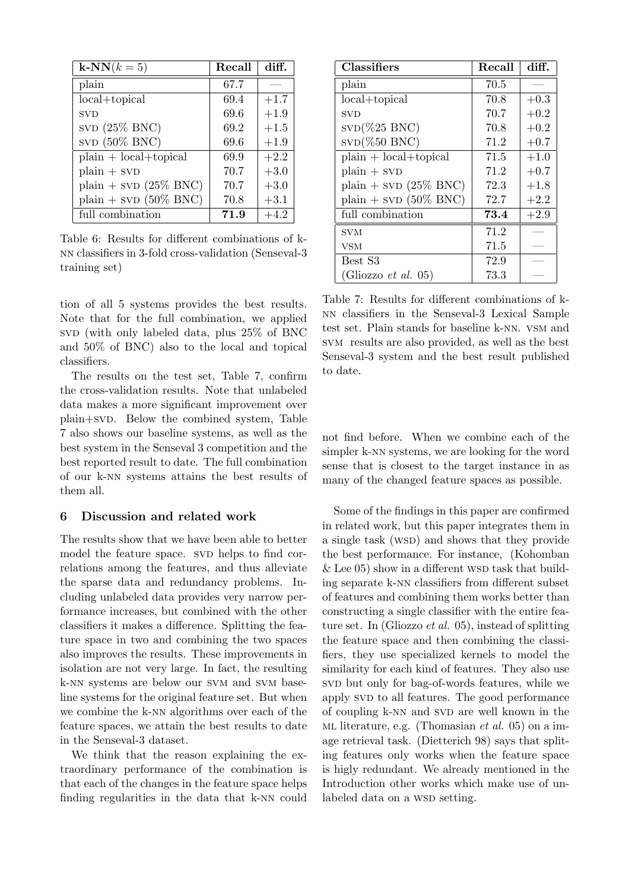| **k-NN**($k = 5$) | **Recall** | **diff.** |
|---|---|---|
| plain | 67.7 | — |
| local+topical | 69.4 | +1.7 |
| SVD | 69.6 | +1.9 |
| SVD (25% BNC) | 69.2 | +1.5 |
| SVD (50% BNC) | 69.6 | +1.9 |
| plain + local+topical | 69.9 | +2.2 |
| plain + SVD | 70.7 | +3.0 |
| plain + SVD (25% BNC) | 70.7 | +3.0 |
| plain + SVD (50% BNC) | 70.8 | +3.1 |
| full combination | **71.9** | +4.2 |

Table 6: Results for different combinations of k-NN classifiers in 3-fold cross-validation (Senseval-3 training set)

tion of all 5 systems provides the best results. Note that for the full combination, we applied SVD (with only labeled data, plus 25% of BNC and 50% of BNC) also to the local and topical classifiers.

The results on the test set, Table 7, confirm the cross-validation results. Note that unlabeled data makes a more significant improvement over plain+SVD. Below the combined system, Table 7 also shows our baseline systems, as well as the best system in the Senseval 3 competition and the best reported result to date. The full combination of our k-NN systems attains the best results of them all.

| **Classifiers** | **Recall** | **diff.** |
|---|---|---|
| plain | 70.5 | — |
| local+topical | 70.8 | +0.3 |
| SVD | 70.7 | +0.2 |
| SVD(%25 BNC) | 70.8 | +0.2 |
| SVD(%50 BNC) | 71.2 | +0.7 |
| plain + local+topical | 71.5 | +1.0 |
| plain + SVD | 71.2 | +0.7 |
| plain + SVD (25% BNC) | 72.3 | +1.8 |
| plain + SVD (50% BNC) | 72.7 | +2.2 |
| full combination | **73.4** | +2.9 |
| SVM | 71.2 | — |
| VSM | 71.5 | — |
| Best S3 | 72.9 | — |
| (Gliozzo *et al.* 05) | 73.3 | — |

Table 7: Results for different combinations of k-NN classifiers in the Senseval-3 Lexical Sample test set. Plain stands for baseline k-NN. VSM and SVM results are also provided, as well as the best Senseval-3 system and the best result published to date.

## 6 Discussion and related work

The results show that we have been able to better model the feature space. SVD helps to find correlations among the features, and thus alleviate the sparse data and redundancy problems. Including unlabeled data provides very narrow performance increases, but combined with the other classifiers it makes a difference. Splitting the feature space in two and combining the two spaces also improves the results. These improvements in isolation are not very large. In fact, the resulting k-NN systems are below our SVM and SVM baseline systems for the original feature set. But when we combine the k-NN algorithms over each of the feature spaces, we attain the best results to date in the Senseval-3 dataset.

We think that the reason explaining the extraordinary performance of the combination is that each of the changes in the feature space helps finding regularities in the data that k-NN could not find before. When we combine each of the simpler k-NN systems, we are looking for the word sense that is closest to the target instance in as many of the changed feature spaces as possible.

Some of the findings in this paper are confirmed in related work, but this paper integrates them in a single task (WSD) and shows that they provide the best performance. For instance, (Kohomban & Lee 05) show in a different WSD task that building separate k-NN classifiers from different subset of features and combining them works better than constructing a single classifier with the entire feature set. In (Gliozzo *et al.* 05), instead of splitting the feature space and then combining the classifiers, they use specialized kernels to model the similarity for each kind of features. They also use SVD but only for bag-of-words features, while we apply SVD to all features. The good performance of coupling k-NN and SVD are well known in the ML literature, e.g. (Thomasian *et al.* 05) on a image retrieval task. (Dietterich 98) says that splitting features only works when the feature space is higly redundant. We already mentioned in the Introduction other works which make use of unlabeled data on a WSD setting.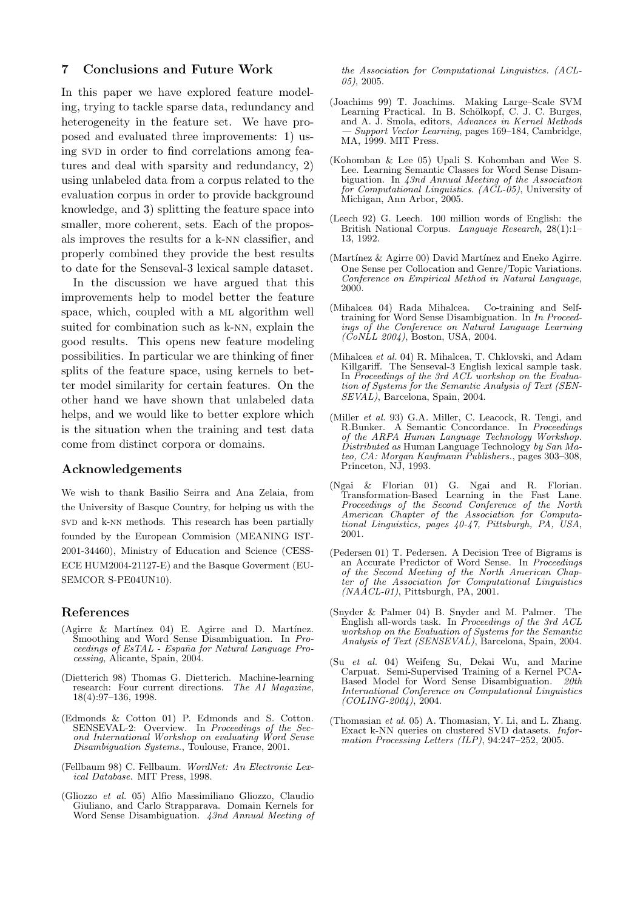## 7 Conclusions and Future Work

In this paper we have explored feature modeling, trying to tackle sparse data, redundancy and heterogeneity in the feature set. We have proposed and evaluated three improvements: 1) using SVD in order to find correlations among features and deal with sparsity and redundancy, 2) using unlabeled data from a corpus related to the evaluation corpus in order to provide background knowledge, and 3) splitting the feature space into smaller, more coherent, sets. Each of the proposals improves the results for a k-NN classifier, and properly combined they provide the best results to date for the Senseval-3 lexical sample dataset.

In the discussion we have argued that this improvements help to model better the feature space, which, coupled with a ML algorithm well suited for combination such as k-NN, explain the good results. This opens new feature modeling possibilities. In particular we are thinking of finer splits of the feature space, using kernels to better model similarity for certain features. On the other hand we have shown that unlabeled data helps, and we would like to better explore which is the situation when the training and test data come from distinct corpora or domains.

### Acknowledgements

We wish to thank Basilio Seirra and Ana Zelaia, from the University of Basque Country, for helping us with the SVD and k-NN methods. This research has been partially founded by the European Commision (MEANING IST-2001-34460), Ministry of Education and Science (CESS-ECE HUM2004-21127-E) and the Basque Goverment (EU-SEMCOR S-PE04UN10).

### References

(Agirre & Martínez 04) E. Agirre and D. Martínez. Smoothing and Word Sense Disambiguation. In *Proceedings of EsTAL - España for Natural Language Processing*, Alicante, Spain, 2004.

(Dietterich 98) Thomas G. Dietterich. Machine-learning research: Four current directions. *The AI Magazine*, 18(4):97–136, 1998.

(Edmonds & Cotton 01) P. Edmonds and S. Cotton. SENSEVAL-2: Overview. In *Proceedings of the Second International Workshop on evaluating Word Sense Disambiguation Systems.*, Toulouse, France, 2001.

(Fellbaum 98) C. Fellbaum. *WordNet: An Electronic Lexical Database*. MIT Press, 1998.

(Gliozzo *et al.* 05) Alfio Massimiliano Gliozzo, Claudio Giuliano, and Carlo Strapparava. Domain Kernels for Word Sense Disambiguation. *43nd Annual Meeting of the Association for Computational Linguistics. (ACL-05)*, 2005.

(Joachims 99) T. Joachims. Making Large–Scale SVM Learning Practical. In B. Schölkopf, C. J. C. Burges, and A. J. Smola, editors, *Advances in Kernel Methods — Support Vector Learning*, pages 169–184, Cambridge, MA, 1999. MIT Press.

(Kohomban & Lee 05) Upali S. Kohomban and Wee S. Lee. Learning Semantic Classes for Word Sense Disambiguation. In *43nd Annual Meeting of the Association for Computational Linguistics. (ACL-05)*, University of Michigan, Ann Arbor, 2005.

(Leech 92) G. Leech. 100 million words of English: the British National Corpus. *Languaje Research*, 28(1):1–13, 1992.

(Martínez & Agirre 00) David Martínez and Eneko Agirre. One Sense per Collocation and Genre/Topic Variations. *Conference on Empirical Method in Natural Language*, 2000.

(Mihalcea 04) Rada Mihalcea. Co-training and Self-training for Word Sense Disambiguation. In *In Proceedings of the Conference on Natural Language Learning (CoNLL 2004)*, Boston, USA, 2004.

(Mihalcea *et al.* 04) R. Mihalcea, T. Chklovski, and Adam Killgariff. The Senseval-3 English lexical sample task. In *Proceedings of the 3rd ACL workshop on the Evaluation of Systems for the Semantic Analysis of Text (SENSEVAL)*, Barcelona, Spain, 2004.

(Miller *et al.* 93) G.A. Miller, C. Leacock, R. Tengi, and R.Bunker. A Semantic Concordance. In *Proceedings of the ARPA Human Language Technology Workshop. Distributed as* Human Language Technology *by San Mateo, CA: Morgan Kaufmann Publishers.*, pages 303–308, Princeton, NJ, 1993.

(Ngai & Florian 01) G. Ngai and R. Florian. Transformation-Based Learning in the Fast Lane. *Proceedings of the Second Conference of the North American Chapter of the Association for Computational Linguistics, pages 40-47, Pittsburgh, PA, USA*, 2001.

(Pedersen 01) T. Pedersen. A Decision Tree of Bigrams is an Accurate Predictor of Word Sense. In *Proceedings of the Second Meeting of the North American Chapter of the Association for Computational Linguistics (NAACL-01)*, Pittsburgh, PA, 2001.

(Snyder & Palmer 04) B. Snyder and M. Palmer. The English all-words task. In *Proceedings of the 3rd ACL workshop on the Evaluation of Systems for the Semantic Analysis of Text (SENSEVAL)*, Barcelona, Spain, 2004.

(Su *et al.* 04) Weifeng Su, Dekai Wu, and Marine Carpuat. Semi-Supervised Training of a Kernel PCA-Based Model for Word Sense Disambiguation. *20th International Conference on Computational Linguistics (COLING-2004)*, 2004.

(Thomasian *et al.* 05) A. Thomasian, Y. Li, and L. Zhang. Exact k-NN queries on clustered SVD datasets. *Information Processing Letters (ILP)*, 94:247–252, 2005.